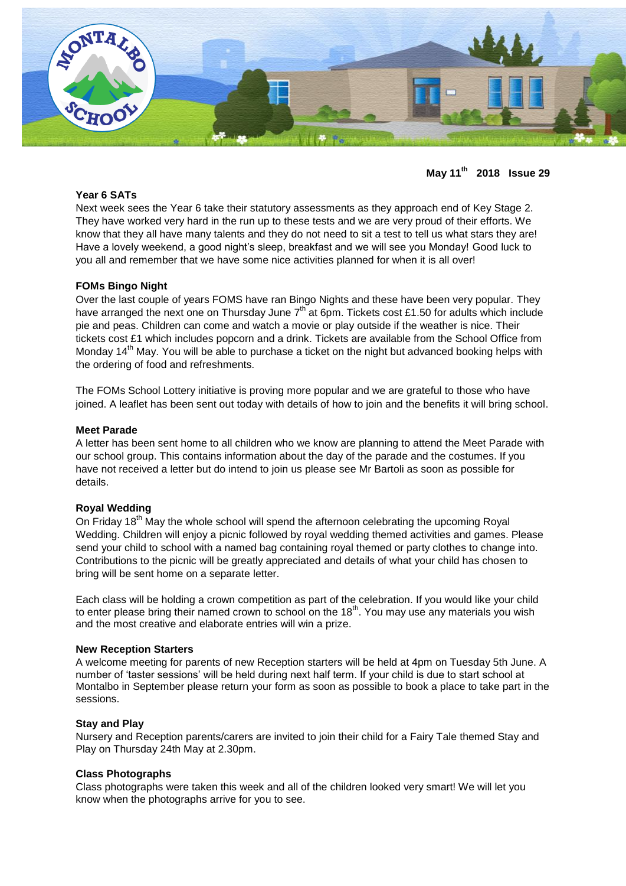**May 11th 2018 Issue 29**

### Year 6 SATs

Next week sees the Year 6 take their statutory assessments as they approach end of Key Stage 2. They have worked very hard in the run up to these tests and we are very proud of their efforts. We know that they all have many talents and they do not need to sit a test to tell us what stars they are! Have a lovely weekend, a good night's sleep, breakfast and we will see you Monday! Good luck to you all and remember that we have some nice activities planned for when it is all over!

### FOMs Bingo Night

Over the last couple of years FOMS have ran Bingo Nights and these have been very popular. They have arranged the next one on Thursday June 7th at 6pm. Tickets cost £1.50 for adults which include pie and peas. Children can come and watch a movie or play outside if the weather is nice. Their tickets cost £1 which includes popcorn and a drink. Tickets are available from the School Office from Monday 14th May. You will be able to purchase a ticket on the night but advanced booking helps with the ordering of food and refreshments.

The FOMs School Lottery initiative is proving more popular and we are grateful to those who have joined. A leaflet has been sent out today with details of how to join and the benefits it will bring school.

### Meet Parade

A letter has been sent home to all children who we know are planning to attend the Meet Parade with our school group. This contains information about the day of the parade and the costumes. If you have not received a letter but do intend to join us please see Mr Bartoli as soon as possible for details.

### Royal Wedding

On Friday 18th May the whole school will spend the afternoon celebrating the upcoming Royal Wedding. Children will enjoy a picnic followed by royal wedding themed activities and games. Please send your child to school with a named bag containing royal themed or party clothes to change into. Contributions to the picnic will be greatly appreciated and details of what your child has chosen to bring will be sent home on a separate letter.

Each class will be holding a crown competition as part of the celebration. If you would like your child to enter please bring their named crown to school on the 18th. You may use any materials you wish and the most creative and elaborate entries will win a prize.

### New Reception Starters

A welcome meeting for parents of new Reception starters will be held at 4pm on Tuesday 5th June. A number of 'taster sessions' will be held during next half term. If your child is due to start school at Montalbo in September please return your form as soon as possible to book a place to take part in the sessions.

### Stay and Play

Nursery and Reception parents/carers are invited to join their child for a Fairy Tale themed Stay and Play on Thursday 24th May at 2.30pm.

### Class Photographs

Class photographs were taken this week and all of the children looked very smart! We will let you know when the photographs arrive for you to see.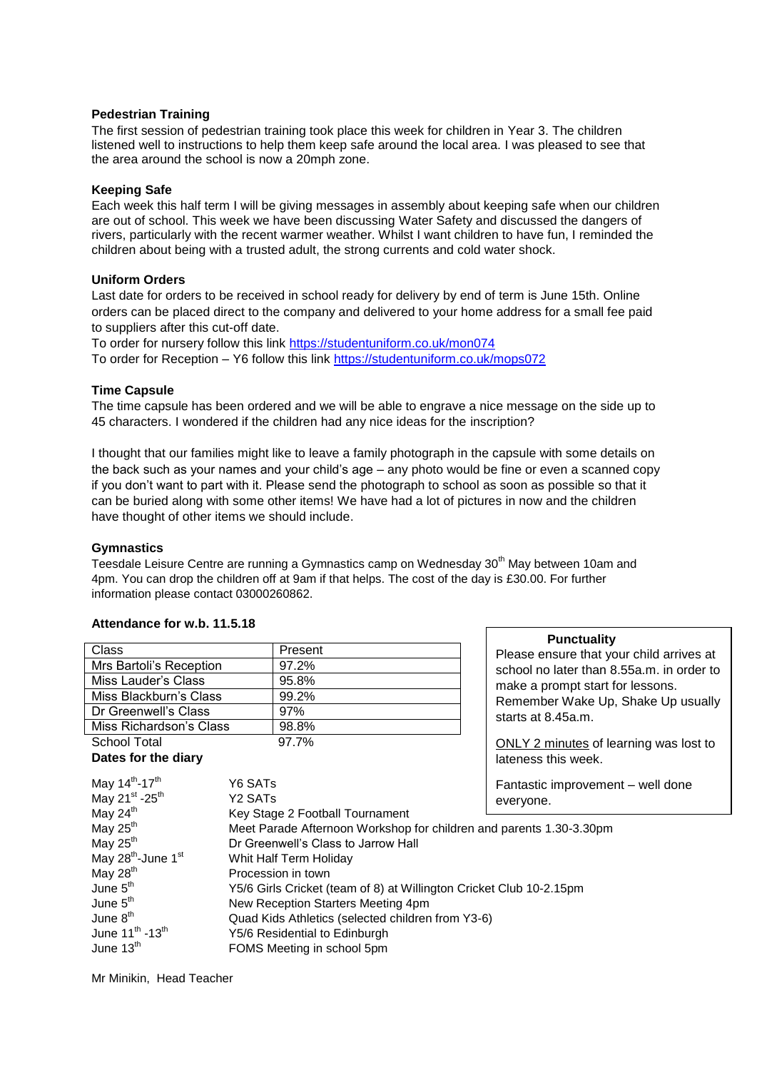### Pedestrian Training

The first session of pedestrian training took place this week for children in Year 3. The children listened well to instructions to help them keep safe around the local area. I was pleased to see that the area around the school is now a 20mph zone.

### Keeping Safe

Each week this half term I will be giving messages in assembly about keeping safe when our children are out of school. This week we have been discussing Water Safety and discussed the dangers of rivers, particularly with the recent warmer weather. Whilst I want children to have fun, I reminded the children about being with a trusted adult, the strong currents and cold water shock.

### Uniform Orders

Last date for orders to be received in school ready for delivery by end of term is June 15th. Online orders can be placed direct to the company and delivered to your home address for a small fee paid to suppliers after this cut-off date.

To order for nursery follow this link https://studentuniform.co.uk/mon074

To order for Reception – Y6 follow this link https://studentuniform.co.uk/mops072

### Time Capsule

The time capsule has been ordered and we will be able to engrave a nice message on the side up to 45 characters. I wondered if the children had any nice ideas for the inscription?

I thought that our families might like to leave a family photograph in the capsule with some details on the back such as your names and your child's age – any photo would be fine or even a scanned copy if you don't want to part with it. Please send the photograph to school as soon as possible so that it can be buried along with some other items! We have had a lot of pictures in now and the children have thought of other items we should include.

### Gymnastics

Teesdale Leisure Centre are running a Gymnastics camp on Wednesday 30th May between 10am and 4pm. You can drop the children off at 9am if that helps. The cost of the day is £30.00. For further information please contact 03000260862.

### Attendance for w.b. 11.5.18

| Class | Present |
|---|---|
| Mrs Bartoli's Reception | 97.2% |
| Miss Lauder's Class | 95.8% |
| Miss Blackburn's Class | 99.2% |
| Dr Greenwell's Class | 97% |
| Miss Richardson's Class | 98.8% |
| School Total | 97.7% |

**Punctuality**

Please ensure that your child arrives at school no later than 8.55a.m. in order to make a prompt start for lessons. Remember Wake Up, Shake Up usually starts at 8.45a.m.

ONLY 2 minutes of learning was lost to lateness this week.

Fantastic improvement – well done everyone.

### Dates for the diary

| | |
|---|---|
| May 14th-17th | Y6 SATs |
| May 21st -25th | Y2 SATs |
| May 24th | Key Stage 2 Football Tournament |
| May 25th | Meet Parade Afternoon Workshop for children and parents 1.30-3.30pm |
| May 25th | Dr Greenwell's Class to Jarrow Hall |
| May 28th-June 1st | Whit Half Term Holiday |
| May 28th | Procession in town |
| June 5th | Y5/6 Girls Cricket (team of 8) at Willington Cricket Club 10-2.15pm |
| June 5th | New Reception Starters Meeting 4pm |
| June 8th | Quad Kids Athletics (selected children from Y3-6) |
| June 11th -13th | Y5/6 Residential to Edinburgh |
| June 13th | FOMS Meeting in school 5pm |

Mr Minikin, Head Teacher